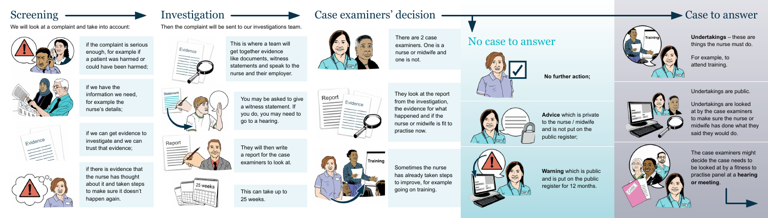## Screening

We will look at a complaint and take into account:

- if the complaint is serious enough, for example if a patient was harmed or could have been harmed;
- if we have the information we need, for example the nurse's details;
- if we can get evidence to investigate and we can trust that evidence;
- if there is evidence that the nurse has thought about it and taken steps to make sure it doesn't happen again.

## Investigation

Then the complaint will be sent to our investigations team.

This is where a team will get together evidence like documents, witness statements and speak to the nurse and their employer.

You may be asked to give a witness statement. If you do, you may need to go to a hearing.

They will then write a report for the case examiners to look at.

This can take up to 25 weeks.

## Case examiners' decision

There are 2 case examiners. One is a nurse or midwife and one is not.

They look at the report from the investigation, the evidence for what happened and if the nurse or midwife is fit to practise now.

Sometimes the nurse has already taken steps to improve, for example going on training.

## No case to answer

**No further action;**

**Advice** which is private to the nurse / midwife and is not put on the public register;

**Warning** which is public and is put on the public register for 12 months.

## Case to answer

**Undertakings** – these are things the nurse must do.

For example, to attend training.

Undertakings are public.

Undertakings are looked at by the case examiners to make sure the nurse or midwife has done what they said they would do.

The case examiners might decide the case needs to be looked at by a fitness to practise panel at a **hearing or meeting**.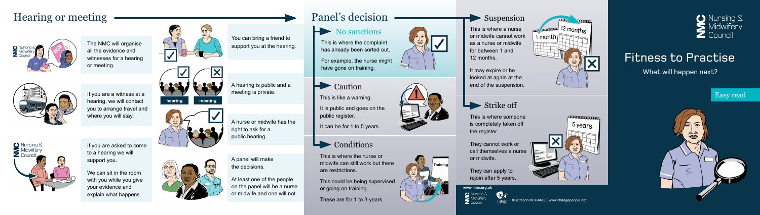## Hearing or meeting

The NMC will organise all the evidence and witnesses for a hearing or meeting.

If you are a witness at a hearing, we will contact you to arrange travel and where you will stay.

If you are asked to come to a hearing we will support you.

We can sit in the room with you while you give your evidence and explain what happens.

You can bring a friend to support you at the hearing.

A hearing is public and a meeting is private.

hearing

meeting

A nurse or midwife has the right to ask for a public hearing.

A panel will make the decisions.

At least one of the people on the panel will be a nurse or midwife and one will not.

## Panel's decision

### No sanctions

This is where the complaint has already been sorted out.

For example, the nurse might have gone on training.

### Caution

This is like a warning.

It is public and goes on the public register.

It can be for 1 to 5 years.

### Conditions

This is where the nurse or midwife can still work but there are restrictions.

This could be being supervised or going on training.

These are for 1 to 3 years.

Training

### Suspension

This is where a nurse or midwife cannot work as a nurse or midwife for between 1 and 12 months.

It may expire or be looked at again at the end of the suspension.

1 month

12 months

### Strike off

This is where someone is completely taken off the register.

They cannot work or call themselves a nurse or midwife.

They can apply to rejoin after 5 years.

5 years

www.nmc.org.uk

Nursing & Midwifery Council

Illustration ©CHANGE www.changepeople.org

Nursing & Midwifery Council

# Fitness to Practise

What will happen next?

Easy read